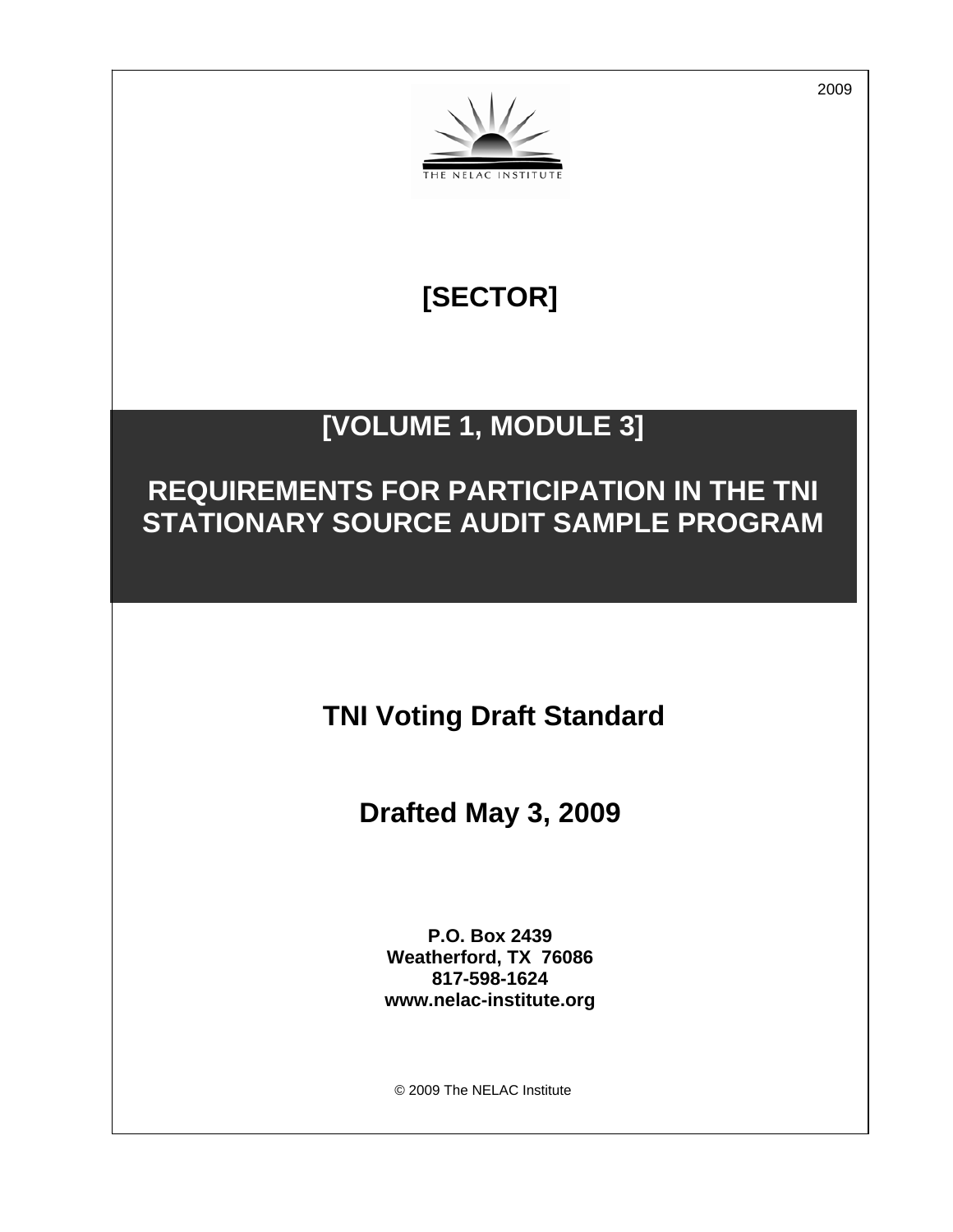2009

THE NELAC INSTITUTE

# [SECTOR]

# [VOLUME 1, MODULE 3]

# REQUIREMENTS FOR PARTICIPATION IN THE TNI STATIONARY SOURCE AUDIT SAMPLE PROGRAM

## TNI Voting Draft Standard

## Drafted May 3, 2009

**P.O. Box 2439**
**Weatherford, TX 76086**
**817-598-1624**
**www.nelac-institute.org**

© 2009 The NELAC Institute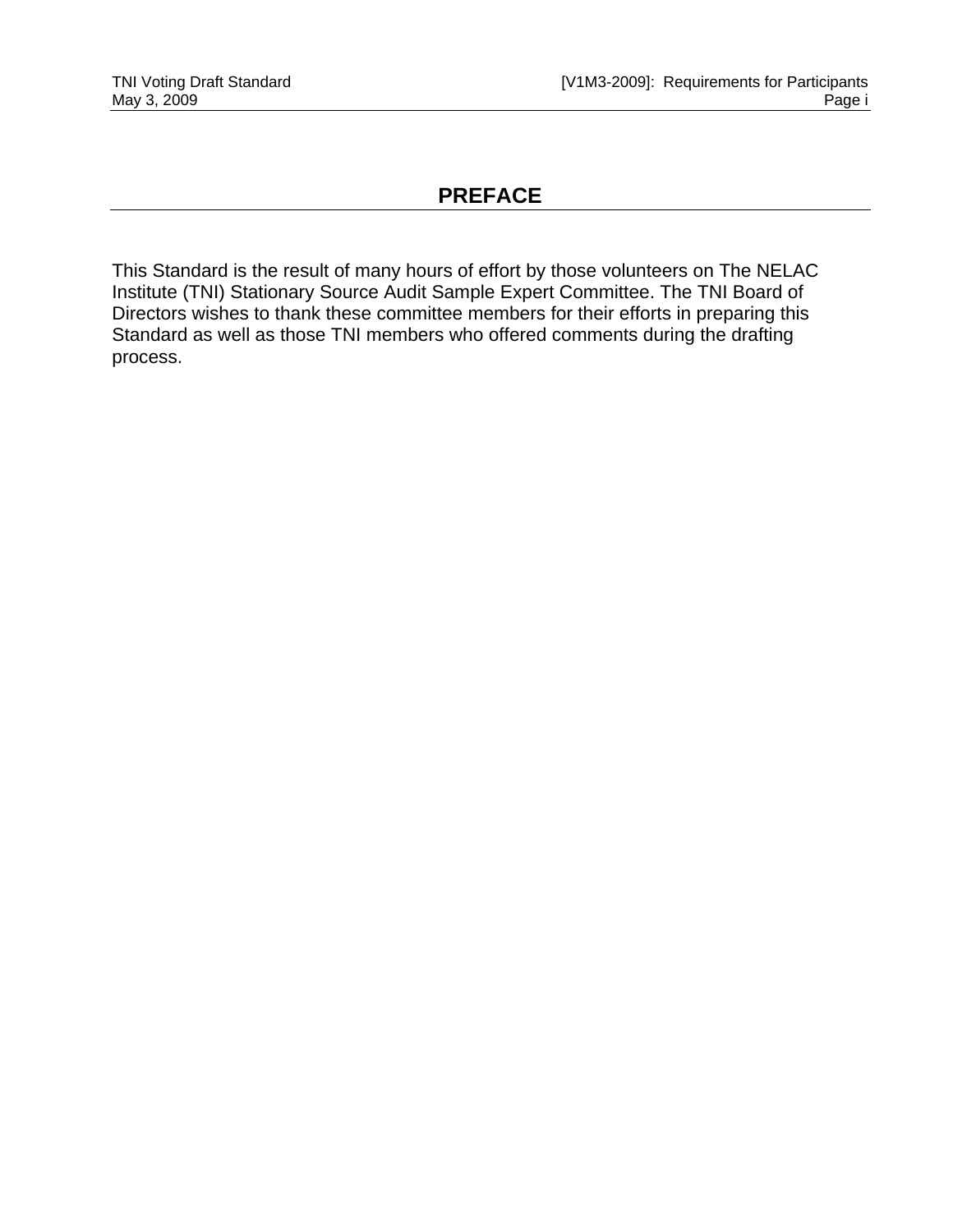# PREFACE

This Standard is the result of many hours of effort by those volunteers on The NELAC Institute (TNI) Stationary Source Audit Sample Expert Committee. The TNI Board of Directors wishes to thank these committee members for their efforts in preparing this Standard as well as those TNI members who offered comments during the drafting process.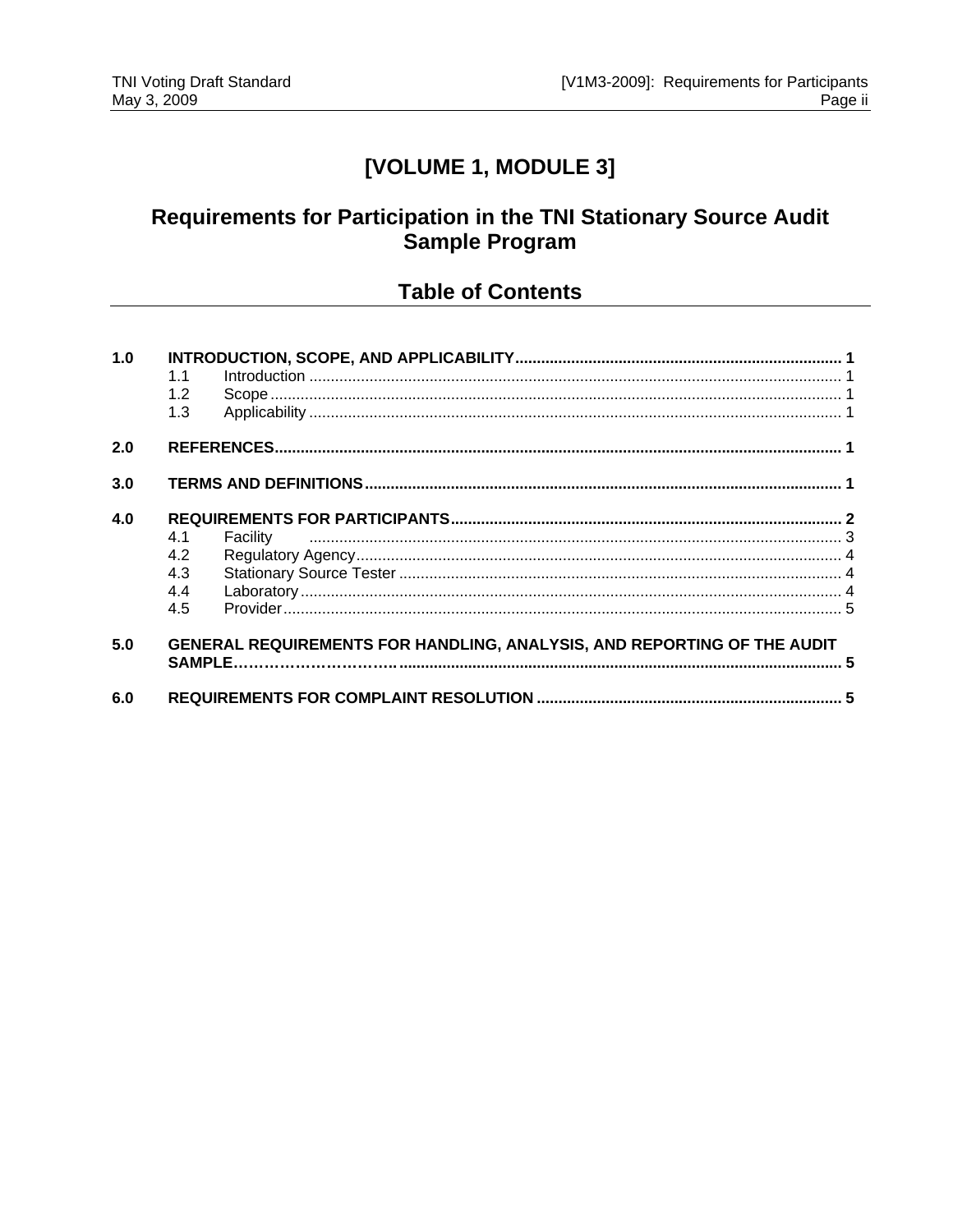# [VOLUME 1, MODULE 3]

## Requirements for Participation in the TNI Stationary Source Audit Sample Program

## Table of Contents

| | | |
|---|---|---|
| **1.0** | **INTRODUCTION, SCOPE, AND APPLICABILITY** | **1** |
| 1.1 | Introduction | 1 |
| 1.2 | Scope | 1 |
| 1.3 | Applicability | 1 |
| **2.0** | **REFERENCES** | **1** |
| **3.0** | **TERMS AND DEFINITIONS** | **1** |
| **4.0** | **REQUIREMENTS FOR PARTICIPANTS** | **2** |
| 4.1 | Facility | 3 |
| 4.2 | Regulatory Agency | 4 |
| 4.3 | Stationary Source Tester | 4 |
| 4.4 | Laboratory | 4 |
| 4.5 | Provider | 5 |
| **5.0** | **GENERAL REQUIREMENTS FOR HANDLING, ANALYSIS, AND REPORTING OF THE AUDIT SAMPLE** | **5** |
| **6.0** | **REQUIREMENTS FOR COMPLAINT RESOLUTION** | **5** |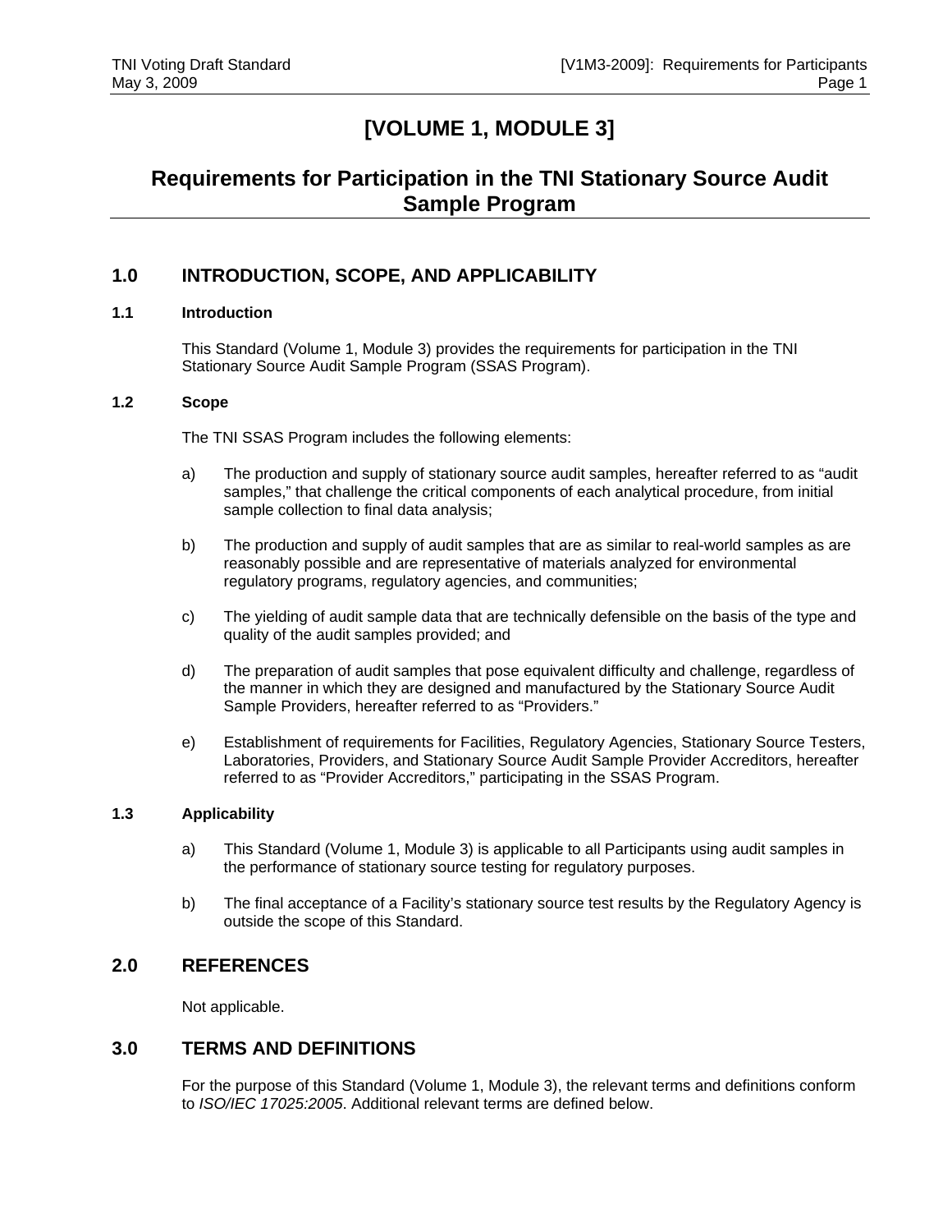# [VOLUME 1, MODULE 3]

## Requirements for Participation in the TNI Stationary Source Audit Sample Program

## 1.0 INTRODUCTION, SCOPE, AND APPLICABILITY

### 1.1 Introduction

This Standard (Volume 1, Module 3) provides the requirements for participation in the TNI Stationary Source Audit Sample Program (SSAS Program).

### 1.2 Scope

The TNI SSAS Program includes the following elements:

a) The production and supply of stationary source audit samples, hereafter referred to as "audit samples," that challenge the critical components of each analytical procedure, from initial sample collection to final data analysis;

b) The production and supply of audit samples that are as similar to real-world samples as are reasonably possible and are representative of materials analyzed for environmental regulatory programs, regulatory agencies, and communities;

c) The yielding of audit sample data that are technically defensible on the basis of the type and quality of the audit samples provided; and

d) The preparation of audit samples that pose equivalent difficulty and challenge, regardless of the manner in which they are designed and manufactured by the Stationary Source Audit Sample Providers, hereafter referred to as "Providers."

e) Establishment of requirements for Facilities, Regulatory Agencies, Stationary Source Testers, Laboratories, Providers, and Stationary Source Audit Sample Provider Accreditors, hereafter referred to as "Provider Accreditors," participating in the SSAS Program.

### 1.3 Applicability

a) This Standard (Volume 1, Module 3) is applicable to all Participants using audit samples in the performance of stationary source testing for regulatory purposes.

b) The final acceptance of a Facility's stationary source test results by the Regulatory Agency is outside the scope of this Standard.

## 2.0 REFERENCES

Not applicable.

## 3.0 TERMS AND DEFINITIONS

For the purpose of this Standard (Volume 1, Module 3), the relevant terms and definitions conform to *ISO/IEC 17025:2005*. Additional relevant terms are defined below.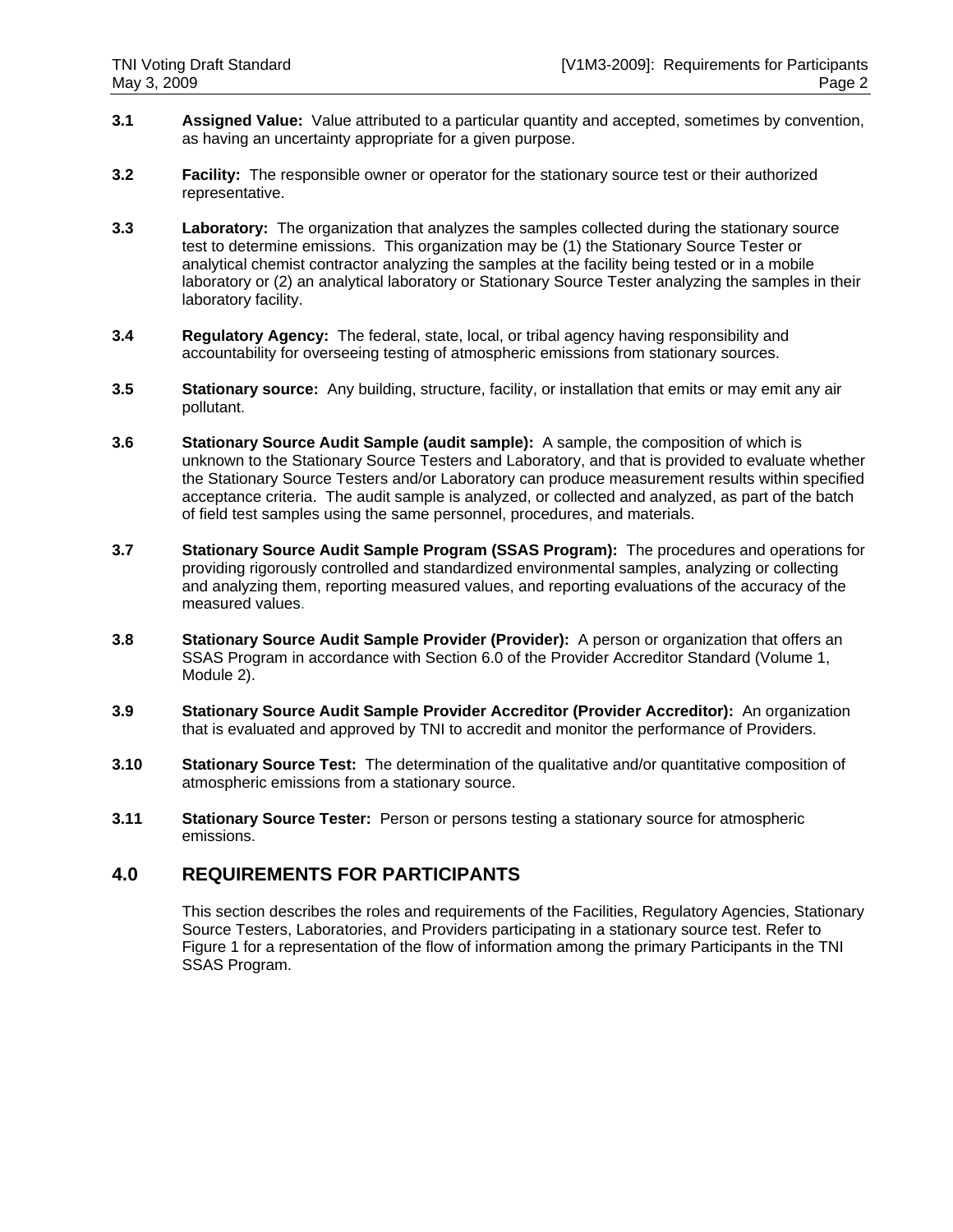**3.1** **Assigned Value:** Value attributed to a particular quantity and accepted, sometimes by convention, as having an uncertainty appropriate for a given purpose.

**3.2** **Facility:** The responsible owner or operator for the stationary source test or their authorized representative.

**3.3** **Laboratory:** The organization that analyzes the samples collected during the stationary source test to determine emissions. This organization may be (1) the Stationary Source Tester or analytical chemist contractor analyzing the samples at the facility being tested or in a mobile laboratory or (2) an analytical laboratory or Stationary Source Tester analyzing the samples in their laboratory facility.

**3.4** **Regulatory Agency:** The federal, state, local, or tribal agency having responsibility and accountability for overseeing testing of atmospheric emissions from stationary sources.

**3.5** **Stationary source:** Any building, structure, facility, or installation that emits or may emit any air pollutant.

**3.6** **Stationary Source Audit Sample (audit sample):** A sample, the composition of which is unknown to the Stationary Source Testers and Laboratory, and that is provided to evaluate whether the Stationary Source Testers and/or Laboratory can produce measurement results within specified acceptance criteria. The audit sample is analyzed, or collected and analyzed, as part of the batch of field test samples using the same personnel, procedures, and materials.

**3.7** **Stationary Source Audit Sample Program (SSAS Program):** The procedures and operations for providing rigorously controlled and standardized environmental samples, analyzing or collecting and analyzing them, reporting measured values, and reporting evaluations of the accuracy of the measured values.

**3.8** **Stationary Source Audit Sample Provider (Provider):** A person or organization that offers an SSAS Program in accordance with Section 6.0 of the Provider Accreditor Standard (Volume 1, Module 2).

**3.9** **Stationary Source Audit Sample Provider Accreditor (Provider Accreditor):** An organization that is evaluated and approved by TNI to accredit and monitor the performance of Providers.

**3.10** **Stationary Source Test:** The determination of the qualitative and/or quantitative composition of atmospheric emissions from a stationary source.

**3.11** **Stationary Source Tester:** Person or persons testing a stationary source for atmospheric emissions.

## 4.0 REQUIREMENTS FOR PARTICIPANTS

This section describes the roles and requirements of the Facilities, Regulatory Agencies, Stationary Source Testers, Laboratories, and Providers participating in a stationary source test. Refer to Figure 1 for a representation of the flow of information among the primary Participants in the TNI SSAS Program.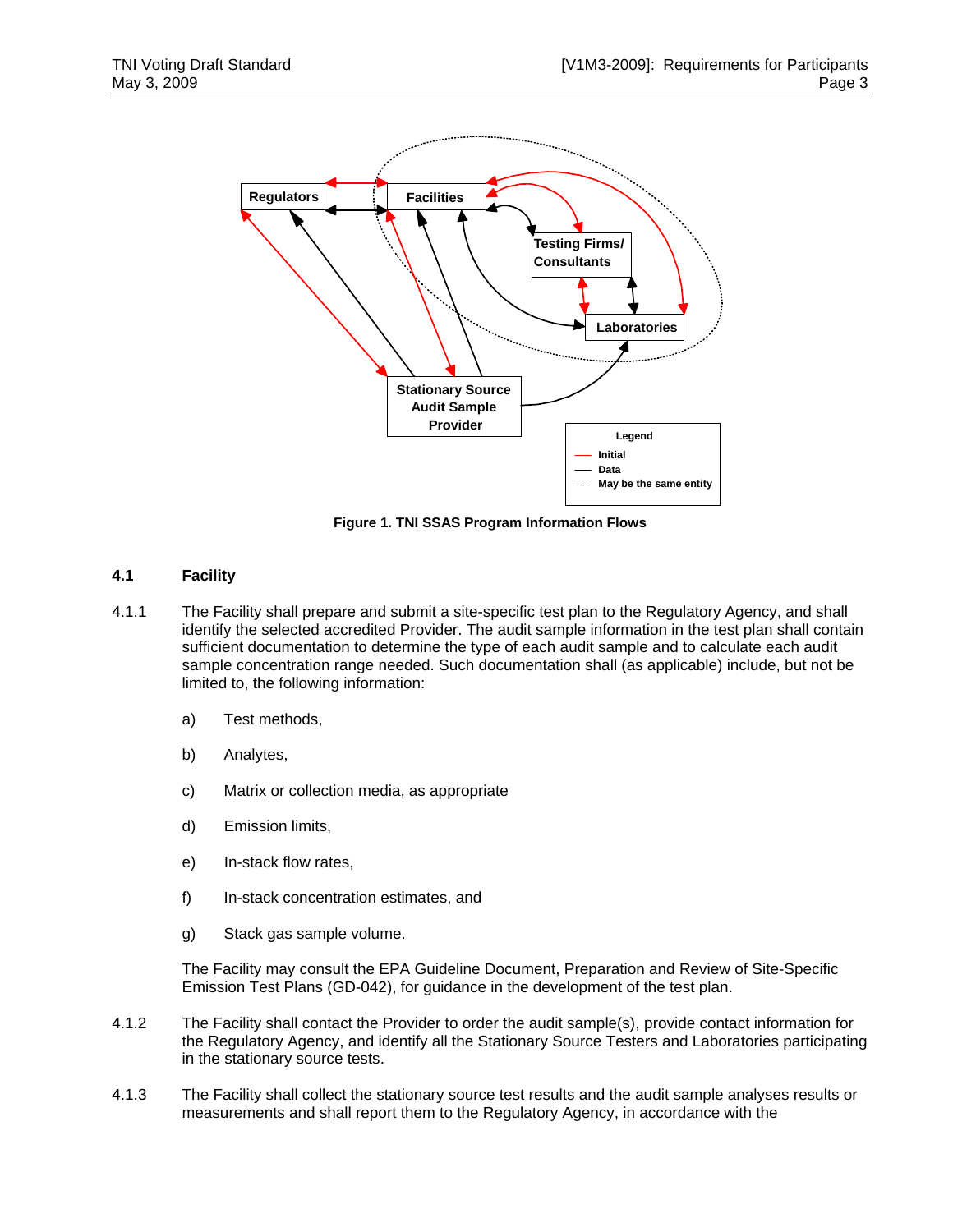Figure 1. TNI SSAS Program Information Flows

### 4.1 Facility

4.1.1 The Facility shall prepare and submit a site-specific test plan to the Regulatory Agency, and shall identify the selected accredited Provider. The audit sample information in the test plan shall contain sufficient documentation to determine the type of each audit sample and to calculate each audit sample concentration range needed. Such documentation shall (as applicable) include, but not be limited to, the following information:

a) Test methods,

b) Analytes,

c) Matrix or collection media, as appropriate

d) Emission limits,

e) In-stack flow rates,

f) In-stack concentration estimates, and

g) Stack gas sample volume.

The Facility may consult the EPA Guideline Document, Preparation and Review of Site-Specific Emission Test Plans (GD-042), for guidance in the development of the test plan.

4.1.2 The Facility shall contact the Provider to order the audit sample(s), provide contact information for the Regulatory Agency, and identify all the Stationary Source Testers and Laboratories participating in the stationary source tests.

4.1.3 The Facility shall collect the stationary source test results and the audit sample analyses results or measurements and shall report them to the Regulatory Agency, in accordance with the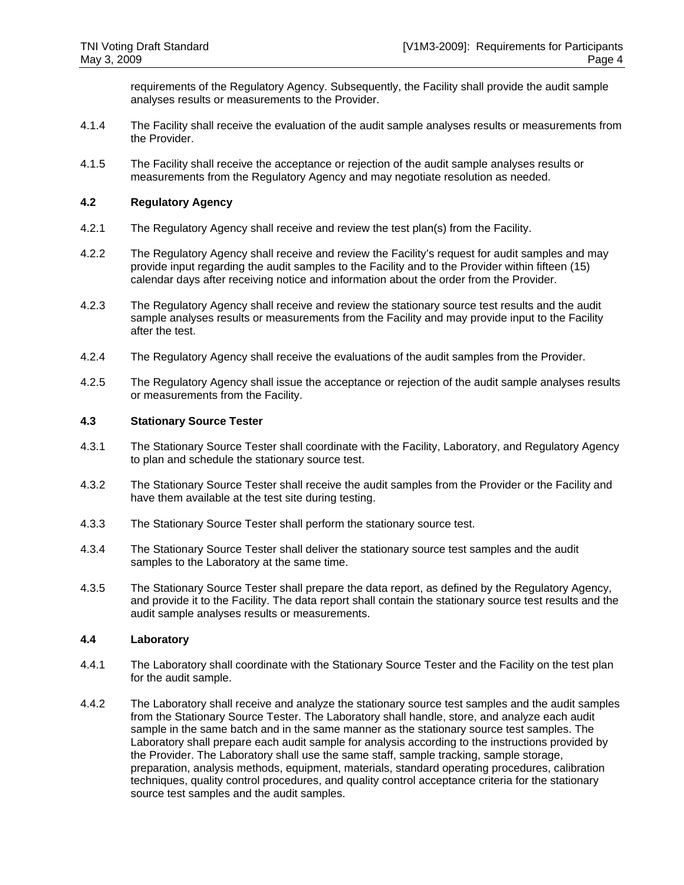requirements of the Regulatory Agency. Subsequently, the Facility shall provide the audit sample analyses results or measurements to the Provider.

4.1.4 The Facility shall receive the evaluation of the audit sample analyses results or measurements from the Provider.

4.1.5 The Facility shall receive the acceptance or rejection of the audit sample analyses results or measurements from the Regulatory Agency and may negotiate resolution as needed.

### 4.2 Regulatory Agency

4.2.1 The Regulatory Agency shall receive and review the test plan(s) from the Facility.

4.2.2 The Regulatory Agency shall receive and review the Facility's request for audit samples and may provide input regarding the audit samples to the Facility and to the Provider within fifteen (15) calendar days after receiving notice and information about the order from the Provider.

4.2.3 The Regulatory Agency shall receive and review the stationary source test results and the audit sample analyses results or measurements from the Facility and may provide input to the Facility after the test.

4.2.4 The Regulatory Agency shall receive the evaluations of the audit samples from the Provider.

4.2.5 The Regulatory Agency shall issue the acceptance or rejection of the audit sample analyses results or measurements from the Facility.

### 4.3 Stationary Source Tester

4.3.1 The Stationary Source Tester shall coordinate with the Facility, Laboratory, and Regulatory Agency to plan and schedule the stationary source test.

4.3.2 The Stationary Source Tester shall receive the audit samples from the Provider or the Facility and have them available at the test site during testing.

4.3.3 The Stationary Source Tester shall perform the stationary source test.

4.3.4 The Stationary Source Tester shall deliver the stationary source test samples and the audit samples to the Laboratory at the same time.

4.3.5 The Stationary Source Tester shall prepare the data report, as defined by the Regulatory Agency, and provide it to the Facility. The data report shall contain the stationary source test results and the audit sample analyses results or measurements.

### 4.4 Laboratory

4.4.1 The Laboratory shall coordinate with the Stationary Source Tester and the Facility on the test plan for the audit sample.

4.4.2 The Laboratory shall receive and analyze the stationary source test samples and the audit samples from the Stationary Source Tester. The Laboratory shall handle, store, and analyze each audit sample in the same batch and in the same manner as the stationary source test samples. The Laboratory shall prepare each audit sample for analysis according to the instructions provided by the Provider. The Laboratory shall use the same staff, sample tracking, sample storage, preparation, analysis methods, equipment, materials, standard operating procedures, calibration techniques, quality control procedures, and quality control acceptance criteria for the stationary source test samples and the audit samples.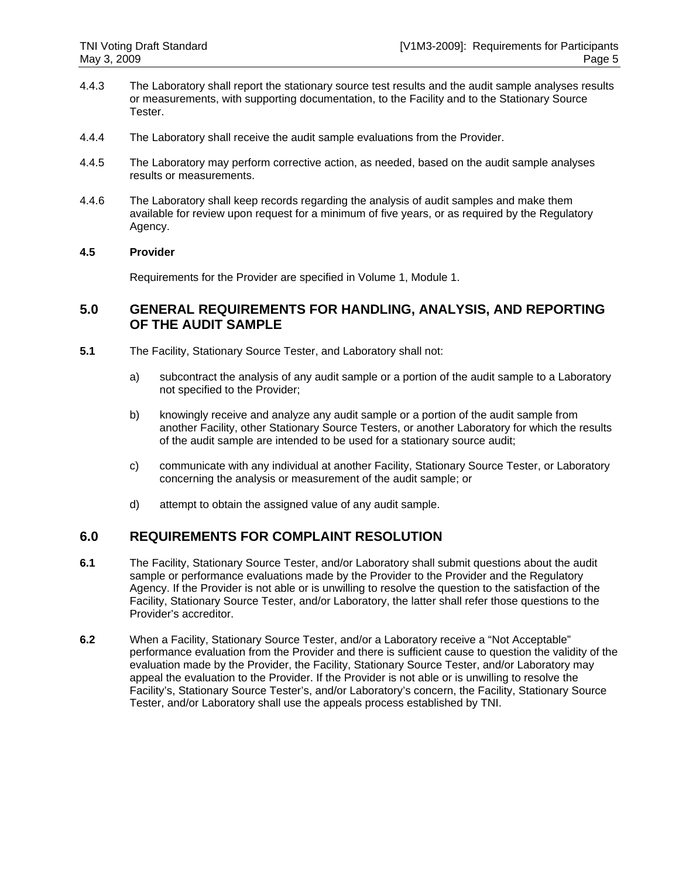4.4.3 The Laboratory shall report the stationary source test results and the audit sample analyses results or measurements, with supporting documentation, to the Facility and to the Stationary Source Tester.

4.4.4 The Laboratory shall receive the audit sample evaluations from the Provider.

4.4.5 The Laboratory may perform corrective action, as needed, based on the audit sample analyses results or measurements.

4.4.6 The Laboratory shall keep records regarding the analysis of audit samples and make them available for review upon request for a minimum of five years, or as required by the Regulatory Agency.

**4.5 Provider**

Requirements for the Provider are specified in Volume 1, Module 1.

## 5.0 GENERAL REQUIREMENTS FOR HANDLING, ANALYSIS, AND REPORTING OF THE AUDIT SAMPLE

**5.1** The Facility, Stationary Source Tester, and Laboratory shall not:

a) subcontract the analysis of any audit sample or a portion of the audit sample to a Laboratory not specified to the Provider;

b) knowingly receive and analyze any audit sample or a portion of the audit sample from another Facility, other Stationary Source Testers, or another Laboratory for which the results of the audit sample are intended to be used for a stationary source audit;

c) communicate with any individual at another Facility, Stationary Source Tester, or Laboratory concerning the analysis or measurement of the audit sample; or

d) attempt to obtain the assigned value of any audit sample.

## 6.0 REQUIREMENTS FOR COMPLAINT RESOLUTION

**6.1** The Facility, Stationary Source Tester, and/or Laboratory shall submit questions about the audit sample or performance evaluations made by the Provider to the Provider and the Regulatory Agency. If the Provider is not able or is unwilling to resolve the question to the satisfaction of the Facility, Stationary Source Tester, and/or Laboratory, the latter shall refer those questions to the Provider's accreditor.

**6.2** When a Facility, Stationary Source Tester, and/or a Laboratory receive a "Not Acceptable" performance evaluation from the Provider and there is sufficient cause to question the validity of the evaluation made by the Provider, the Facility, Stationary Source Tester, and/or Laboratory may appeal the evaluation to the Provider. If the Provider is not able or is unwilling to resolve the Facility's, Stationary Source Tester's, and/or Laboratory's concern, the Facility, Stationary Source Tester, and/or Laboratory shall use the appeals process established by TNI.